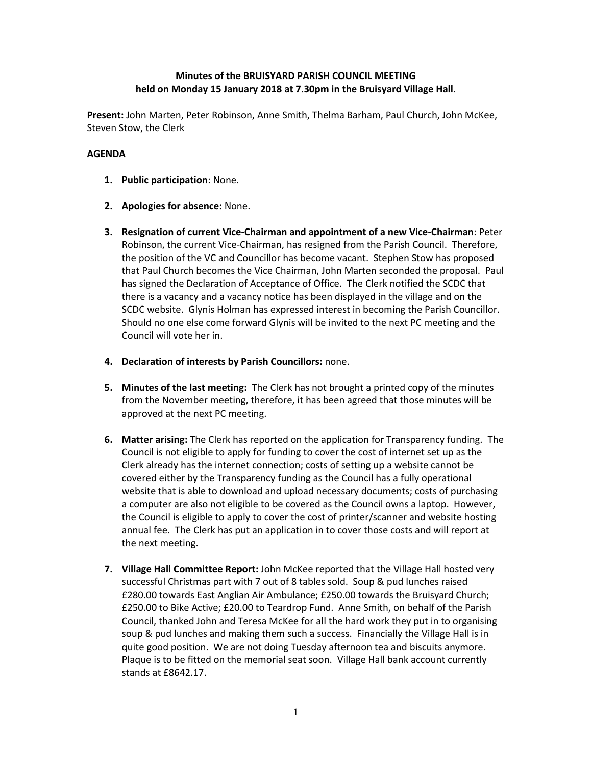**Minutes of the BRUISYARD PARISH COUNCIL MEETING held on Monday 15 January 2018 at 7.30pm in the Bruisyard Village Hall**.

**Present:** John Marten, Peter Robinson, Anne Smith, Thelma Barham, Paul Church, John McKee, Steven Stow, the Clerk

**AGENDA**

1. **Public participation**: None.

2. **Apologies for absence:** None.

3. **Resignation of current Vice-Chairman and appointment of a new Vice-Chairman**: Peter Robinson, the current Vice-Chairman, has resigned from the Parish Council. Therefore, the position of the VC and Councillor has become vacant. Stephen Stow has proposed that Paul Church becomes the Vice Chairman, John Marten seconded the proposal. Paul has signed the Declaration of Acceptance of Office. The Clerk notified the SCDC that there is a vacancy and a vacancy notice has been displayed in the village and on the SCDC website. Glynis Holman has expressed interest in becoming the Parish Councillor. Should no one else come forward Glynis will be invited to the next PC meeting and the Council will vote her in.

4. **Declaration of interests by Parish Councillors:** none.

5. **Minutes of the last meeting:** The Clerk has not brought a printed copy of the minutes from the November meeting, therefore, it has been agreed that those minutes will be approved at the next PC meeting.

6. **Matter arising:** The Clerk has reported on the application for Transparency funding. The Council is not eligible to apply for funding to cover the cost of internet set up as the Clerk already has the internet connection; costs of setting up a website cannot be covered either by the Transparency funding as the Council has a fully operational website that is able to download and upload necessary documents; costs of purchasing a computer are also not eligible to be covered as the Council owns a laptop. However, the Council is eligible to apply to cover the cost of printer/scanner and website hosting annual fee. The Clerk has put an application in to cover those costs and will report at the next meeting.

7. **Village Hall Committee Report:** John McKee reported that the Village Hall hosted very successful Christmas part with 7 out of 8 tables sold. Soup & pud lunches raised £280.00 towards East Anglian Air Ambulance; £250.00 towards the Bruisyard Church; £250.00 to Bike Active; £20.00 to Teardrop Fund. Anne Smith, on behalf of the Parish Council, thanked John and Teresa McKee for all the hard work they put in to organising soup & pud lunches and making them such a success. Financially the Village Hall is in quite good position. We are not doing Tuesday afternoon tea and biscuits anymore. Plaque is to be fitted on the memorial seat soon. Village Hall bank account currently stands at £8642.17.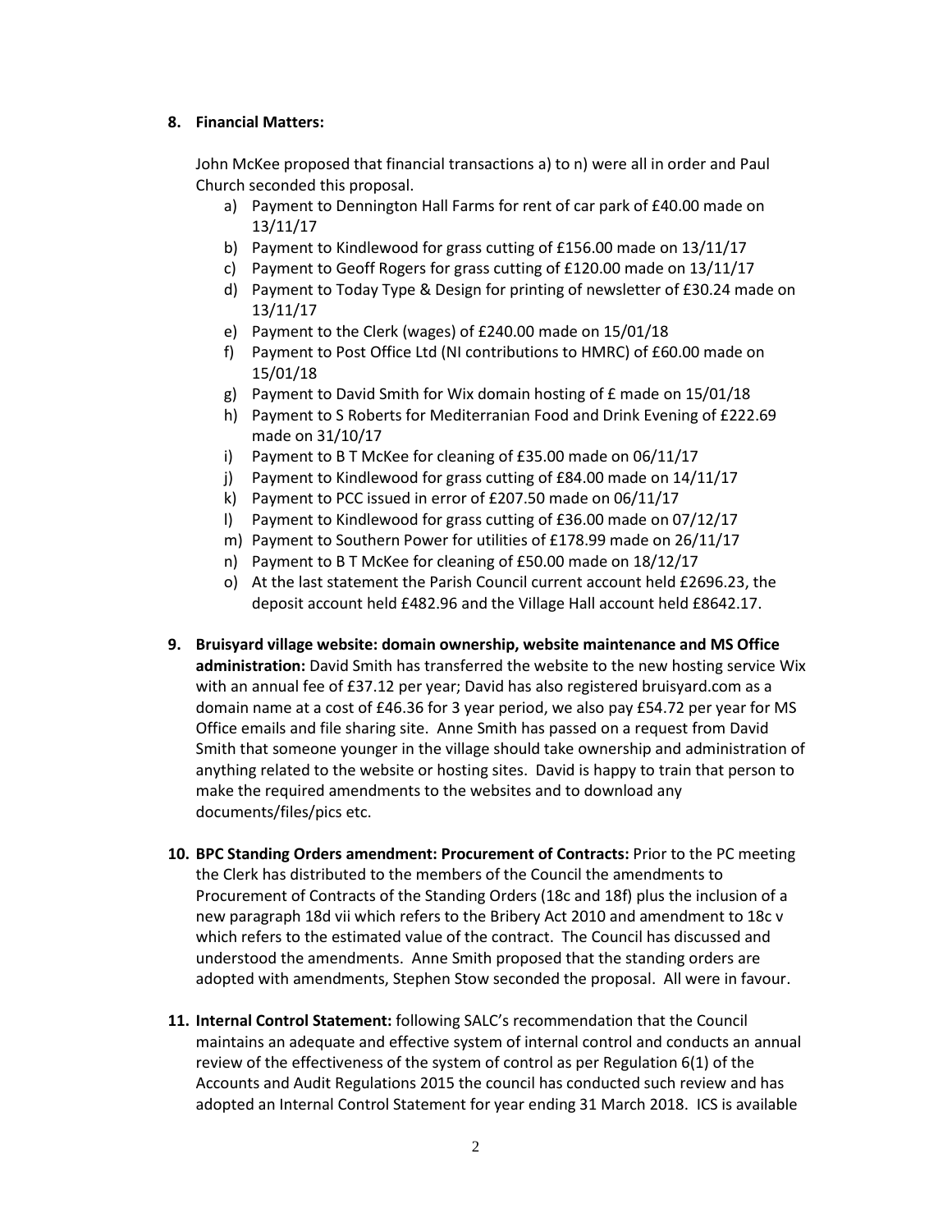8. **Financial Matters:**

   John McKee proposed that financial transactions a) to n) were all in order and Paul Church seconded this proposal.

   a) Payment to Dennington Hall Farms for rent of car park of £40.00 made on 13/11/17
   b) Payment to Kindlewood for grass cutting of £156.00 made on 13/11/17
   c) Payment to Geoff Rogers for grass cutting of £120.00 made on 13/11/17
   d) Payment to Today Type & Design for printing of newsletter of £30.24 made on 13/11/17
   e) Payment to the Clerk (wages) of £240.00 made on 15/01/18
   f) Payment to Post Office Ltd (NI contributions to HMRC) of £60.00 made on 15/01/18
   g) Payment to David Smith for Wix domain hosting of £ made on 15/01/18
   h) Payment to S Roberts for Mediterranian Food and Drink Evening of £222.69 made on 31/10/17
   i) Payment to B T McKee for cleaning of £35.00 made on 06/11/17
   j) Payment to Kindlewood for grass cutting of £84.00 made on 14/11/17
   k) Payment to PCC issued in error of £207.50 made on 06/11/17
   l) Payment to Kindlewood for grass cutting of £36.00 made on 07/12/17
   m) Payment to Southern Power for utilities of £178.99 made on 26/11/17
   n) Payment to B T McKee for cleaning of £50.00 made on 18/12/17
   o) At the last statement the Parish Council current account held £2696.23, the deposit account held £482.96 and the Village Hall account held £8642.17.

9. **Bruisyard village website: domain ownership, website maintenance and MS Office administration:** David Smith has transferred the website to the new hosting service Wix with an annual fee of £37.12 per year; David has also registered bruisyard.com as a domain name at a cost of £46.36 for 3 year period, we also pay £54.72 per year for MS Office emails and file sharing site. Anne Smith has passed on a request from David Smith that someone younger in the village should take ownership and administration of anything related to the website or hosting sites. David is happy to train that person to make the required amendments to the websites and to download any documents/files/pics etc.

10. **BPC Standing Orders amendment: Procurement of Contracts:** Prior to the PC meeting the Clerk has distributed to the members of the Council the amendments to Procurement of Contracts of the Standing Orders (18c and 18f) plus the inclusion of a new paragraph 18d vii which refers to the Bribery Act 2010 and amendment to 18c v which refers to the estimated value of the contract. The Council has discussed and understood the amendments. Anne Smith proposed that the standing orders are adopted with amendments, Stephen Stow seconded the proposal. All were in favour.

11. **Internal Control Statement:** following SALC's recommendation that the Council maintains an adequate and effective system of internal control and conducts an annual review of the effectiveness of the system of control as per Regulation 6(1) of the Accounts and Audit Regulations 2015 the council has conducted such review and has adopted an Internal Control Statement for year ending 31 March 2018. ICS is available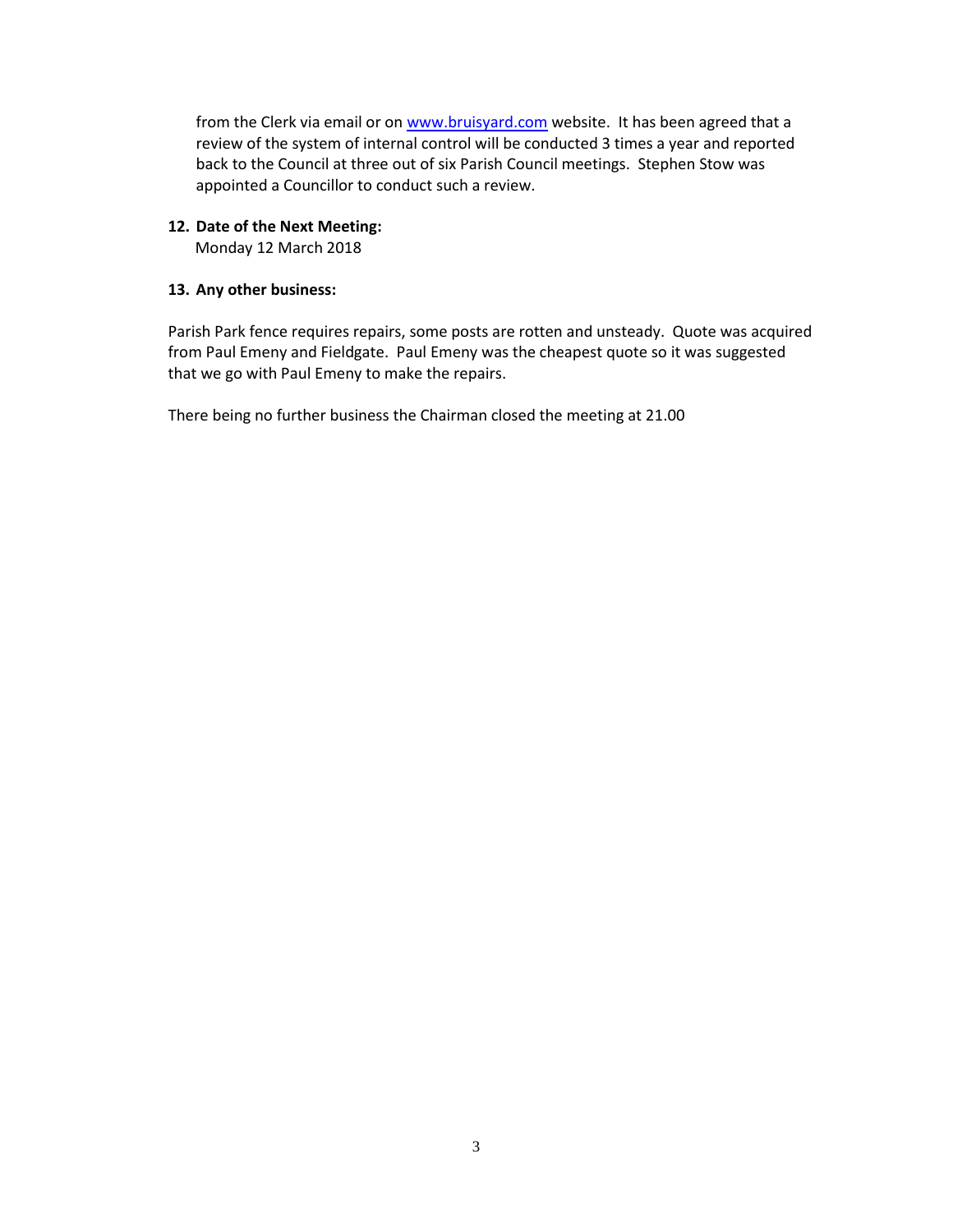from the Clerk via email or on www.bruisyard.com website. It has been agreed that a review of the system of internal control will be conducted 3 times a year and reported back to the Council at three out of six Parish Council meetings. Stephen Stow was appointed a Councillor to conduct such a review.

**12. Date of the Next Meeting:**

Monday 12 March 2018

**13. Any other business:**

Parish Park fence requires repairs, some posts are rotten and unsteady. Quote was acquired from Paul Emeny and Fieldgate. Paul Emeny was the cheapest quote so it was suggested that we go with Paul Emeny to make the repairs.

There being no further business the Chairman closed the meeting at 21.00